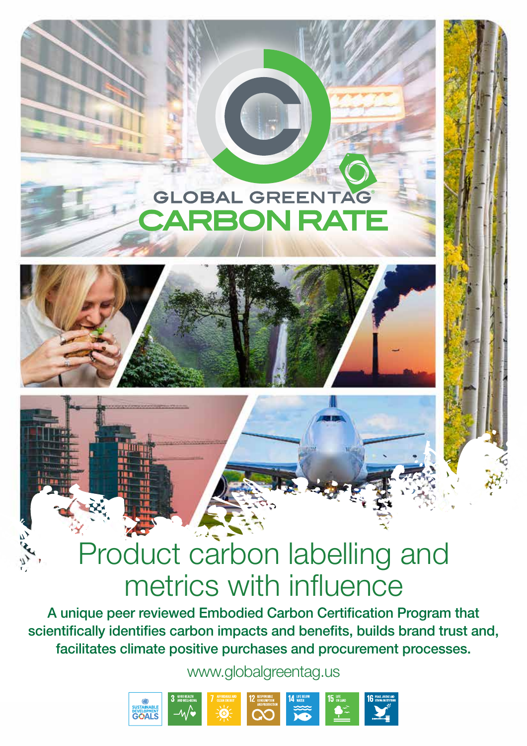GLOBAL GREENTAG®

# CARBON RATE

## Product carbon labelling and metrics with influence

**A unique peer reviewed Embodied Carbon Certification Program that scientifically identifies carbon impacts and benefits, builds brand trust and, facilitates climate positive purchases and procurement processes.**

www.globalgreentag.us

SUSTAINABLE DEVELOPMENT GOALS

3 GOOD HEALTH AND WELL-BEING | 7 AFFORDABLE AND CLEAN ENERGY | 12 RESPONSIBLE CONSUMPTION AND PRODUCTION | 14 LIFE BELOW WATER | 15 LIFE ON LAND | 16 PEACE, JUSTICE AND STRONG INSTITUTIONS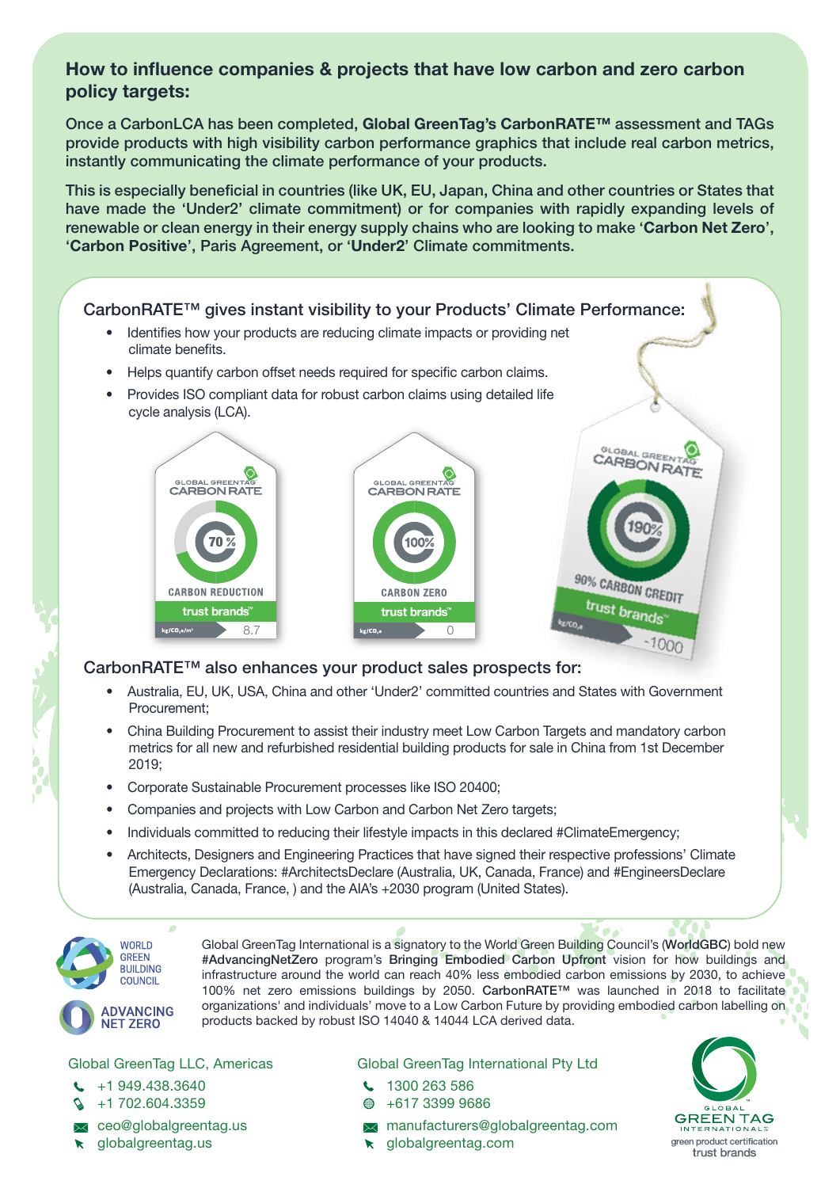## How to influence companies & projects that have low carbon and zero carbon policy targets:

**Once a CarbonLCA has been completed, Global GreenTag's CarbonRATE™ assessment and TAGs provide products with high visibility carbon performance graphics that include real carbon metrics, instantly communicating the climate performance of your products.**

**This is especially beneficial in countries (like UK, EU, Japan, China and other countries or States that have made the 'Under2' climate commitment) or for companies with rapidly expanding levels of renewable or clean energy in their energy supply chains who are looking to make 'Carbon Net Zero', 'Carbon Positive', Paris Agreement, or 'Under2' Climate commitments.**

### CarbonRATE™ gives instant visibility to your Products' Climate Performance:

- Identifies how your products are reducing climate impacts or providing net climate benefits.
- Helps quantify carbon offset needs required for specific carbon claims.
- Provides ISO compliant data for robust carbon claims using detailed life cycle analysis (LCA).

GLOBAL GREENTAG CARBON RATE
70 %
CARBON REDUCTION
trust brands™
kg/$CO_2e$/m²
8.7

GLOBAL GREENTAG CARBON RATE
100%
CARBON ZERO
trust brands™
kg/$CO_2e$
0

GLOBAL GREENTAG CARBON RATE
190%
90% CARBON CREDIT
trust brands™
kg/$CO_2e$
-1000

### CarbonRATE™ also enhances your product sales prospects for:

- Australia, EU, UK, USA, China and other 'Under2' committed countries and States with Government Procurement;
- China Building Procurement to assist their industry meet Low Carbon Targets and mandatory carbon metrics for all new and refurbished residential building products for sale in China from 1st December 2019;
- Corporate Sustainable Procurement processes like ISO 20400;
- Companies and projects with Low Carbon and Carbon Net Zero targets;
- Individuals committed to reducing their lifestyle impacts in this declared #ClimateEmergency;
- Architects, Designers and Engineering Practices that have signed their respective professions' Climate Emergency Declarations: #ArchitectsDeclare (Australia, UK, Canada, France) and #EngineersDeclare (Australia, Canada, France, ) and the AIA's +2030 program (United States).

WORLD GREEN BUILDING COUNCIL

ADVANCING NET ZERO

Global GreenTag International is a signatory to the World Green Building Council's (**WorldGBC**) bold new **#AdvancingNetZero** program's **Bringing Embodied Carbon Upfront** vision for how buildings and infrastructure around the world can reach 40% less embodied carbon emissions by 2030, to achieve 100% net zero emissions buildings by 2050. **CarbonRATE™** was launched in 2018 to facilitate organizations' and individuals' move to a Low Carbon Future by providing embodied carbon labelling on products backed by robust ISO 14040 & 14044 LCA derived data.

**Global GreenTag LLC, Americas**
- +1 949.438.3640
- +1 702.604.3359
- ceo@globalgreentag.us
- globalgreentag.us

**Global GreenTag International Pty Ltd**
- 1300 263 586
- +617 3399 9686
- manufacturers@globalgreentag.com
- globalgreentag.com

GLOBAL GREEN TAG INTERNATIONAL
green product certification
trust brands